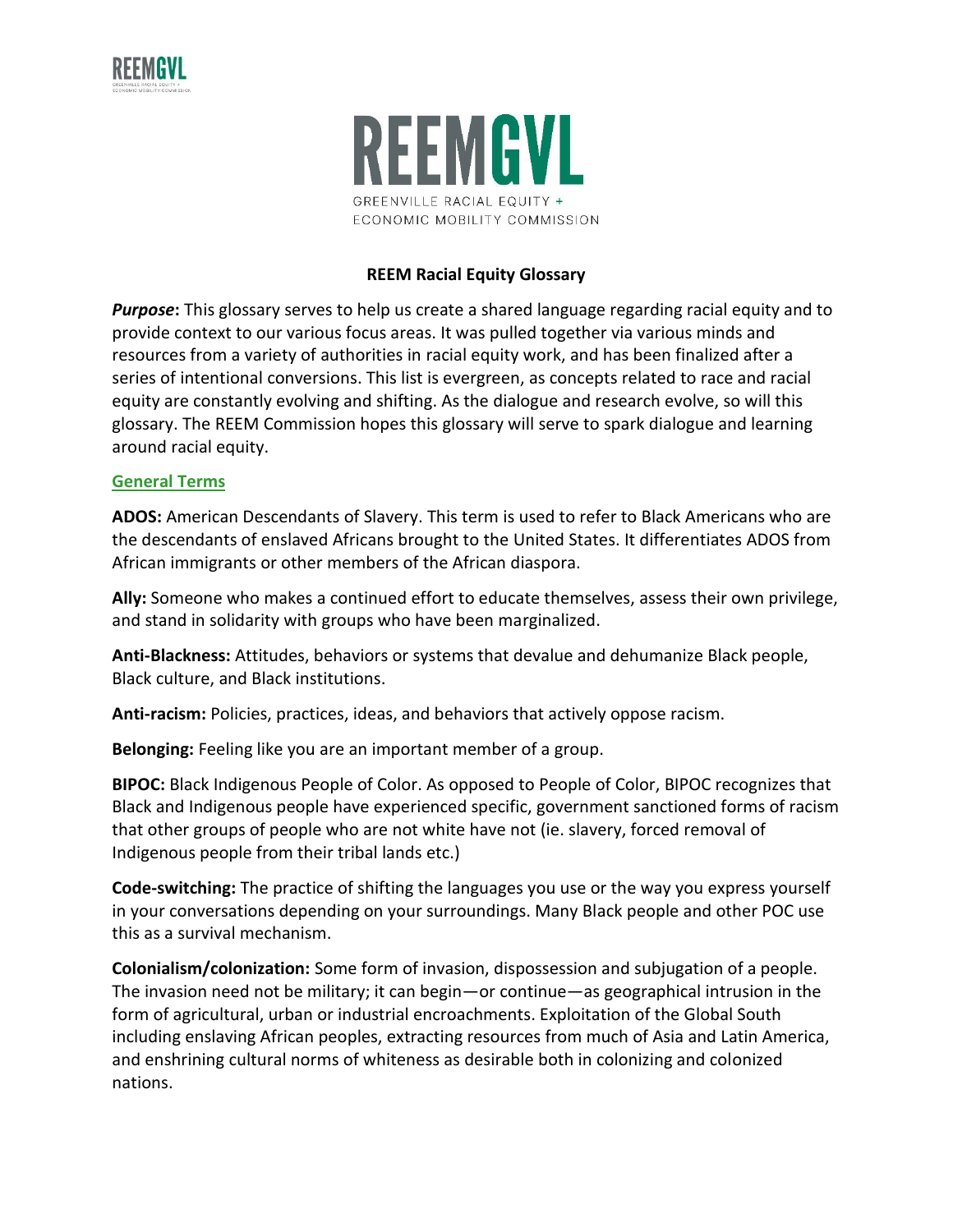# REEMGVL

GREENVILLE RACIAL EQUITY + ECONOMIC MOBILITY COMMISSION

## REEM Racial Equity Glossary

***Purpose*:** This glossary serves to help us create a shared language regarding racial equity and to provide context to our various focus areas. It was pulled together via various minds and resources from a variety of authorities in racial equity work, and has been finalized after a series of intentional conversions. This list is evergreen, as concepts related to race and racial equity are constantly evolving and shifting. As the dialogue and research evolve, so will this glossary. The REEM Commission hopes this glossary will serve to spark dialogue and learning around racial equity.

### General Terms

**ADOS:** American Descendants of Slavery. This term is used to refer to Black Americans who are the descendants of enslaved Africans brought to the United States. It differentiates ADOS from African immigrants or other members of the African diaspora.

**Ally:** Someone who makes a continued effort to educate themselves, assess their own privilege, and stand in solidarity with groups who have been marginalized.

**Anti-Blackness:** Attitudes, behaviors or systems that devalue and dehumanize Black people, Black culture, and Black institutions.

**Anti-racism:** Policies, practices, ideas, and behaviors that actively oppose racism.

**Belonging:** Feeling like you are an important member of a group.

**BIPOC:** Black Indigenous People of Color. As opposed to People of Color, BIPOC recognizes that Black and Indigenous people have experienced specific, government sanctioned forms of racism that other groups of people who are not white have not (ie. slavery, forced removal of Indigenous people from their tribal lands etc.)

**Code-switching:** The practice of shifting the languages you use or the way you express yourself in your conversations depending on your surroundings. Many Black people and other POC use this as a survival mechanism.

**Colonialism/colonization:** Some form of invasion, dispossession and subjugation of a people. The invasion need not be military; it can begin—or continue—as geographical intrusion in the form of agricultural, urban or industrial encroachments. Exploitation of the Global South including enslaving African peoples, extracting resources from much of Asia and Latin America, and enshrining cultural norms of whiteness as desirable both in colonizing and colonized nations.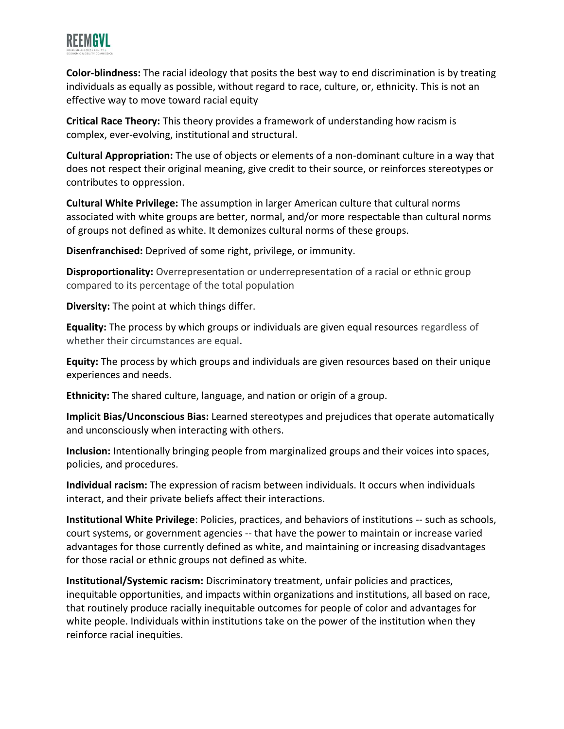**Color-blindness:** The racial ideology that posits the best way to end discrimination is by treating individuals as equally as possible, without regard to race, culture, or, ethnicity. This is not an effective way to move toward racial equity

**Critical Race Theory:** This theory provides a framework of understanding how racism is complex, ever-evolving, institutional and structural.

**Cultural Appropriation:** The use of objects or elements of a non-dominant culture in a way that does not respect their original meaning, give credit to their source, or reinforces stereotypes or contributes to oppression.

**Cultural White Privilege:** The assumption in larger American culture that cultural norms associated with white groups are better, normal, and/or more respectable than cultural norms of groups not defined as white. It demonizes cultural norms of these groups.

**Disenfranchised:** Deprived of some right, privilege, or immunity.

**Disproportionality:** Overrepresentation or underrepresentation of a racial or ethnic group compared to its percentage of the total population

**Diversity:** The point at which things differ.

**Equality:** The process by which groups or individuals are given equal resources regardless of whether their circumstances are equal.

**Equity:** The process by which groups and individuals are given resources based on their unique experiences and needs.

**Ethnicity:** The shared culture, language, and nation or origin of a group.

**Implicit Bias/Unconscious Bias:** Learned stereotypes and prejudices that operate automatically and unconsciously when interacting with others.

**Inclusion:** Intentionally bringing people from marginalized groups and their voices into spaces, policies, and procedures.

**Individual racism:** The expression of racism between individuals. It occurs when individuals interact, and their private beliefs affect their interactions.

**Institutional White Privilege**: Policies, practices, and behaviors of institutions -- such as schools, court systems, or government agencies -- that have the power to maintain or increase varied advantages for those currently defined as white, and maintaining or increasing disadvantages for those racial or ethnic groups not defined as white.

**Institutional/Systemic racism:** Discriminatory treatment, unfair policies and practices, inequitable opportunities, and impacts within organizations and institutions, all based on race, that routinely produce racially inequitable outcomes for people of color and advantages for white people. Individuals within institutions take on the power of the institution when they reinforce racial inequities.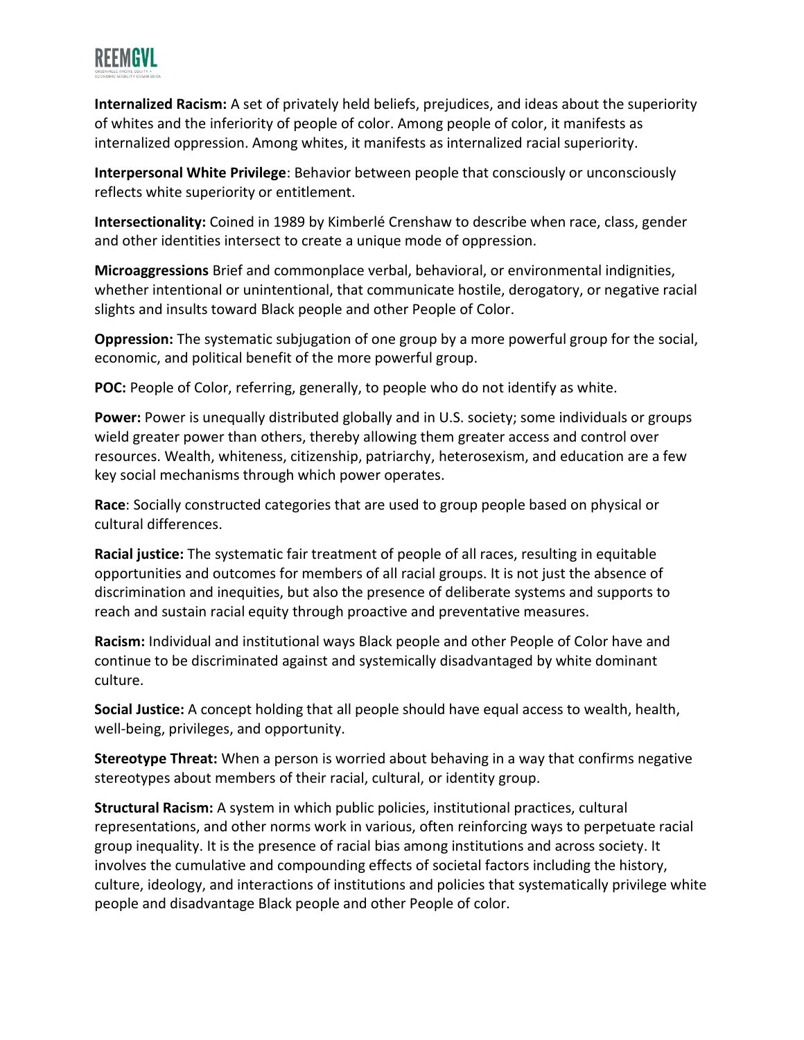**Internalized Racism:** A set of privately held beliefs, prejudices, and ideas about the superiority of whites and the inferiority of people of color. Among people of color, it manifests as internalized oppression. Among whites, it manifests as internalized racial superiority.

**Interpersonal White Privilege**: Behavior between people that consciously or unconsciously reflects white superiority or entitlement.

**Intersectionality:** Coined in 1989 by Kimberlé Crenshaw to describe when race, class, gender and other identities intersect to create a unique mode of oppression.

**Microaggressions** Brief and commonplace verbal, behavioral, or environmental indignities, whether intentional or unintentional, that communicate hostile, derogatory, or negative racial slights and insults toward Black people and other People of Color.

**Oppression:** The systematic subjugation of one group by a more powerful group for the social, economic, and political benefit of the more powerful group.

**POC:** People of Color, referring, generally, to people who do not identify as white.

**Power:** Power is unequally distributed globally and in U.S. society; some individuals or groups wield greater power than others, thereby allowing them greater access and control over resources. Wealth, whiteness, citizenship, patriarchy, heterosexism, and education are a few key social mechanisms through which power operates.

**Race**: Socially constructed categories that are used to group people based on physical or cultural differences.

**Racial justice:** The systematic fair treatment of people of all races, resulting in equitable opportunities and outcomes for members of all racial groups. It is not just the absence of discrimination and inequities, but also the presence of deliberate systems and supports to reach and sustain racial equity through proactive and preventative measures.

**Racism:** Individual and institutional ways Black people and other People of Color have and continue to be discriminated against and systemically disadvantaged by white dominant culture.

**Social Justice:** A concept holding that all people should have equal access to wealth, health, well-being, privileges, and opportunity.

**Stereotype Threat:** When a person is worried about behaving in a way that confirms negative stereotypes about members of their racial, cultural, or identity group.

**Structural Racism:** A system in which public policies, institutional practices, cultural representations, and other norms work in various, often reinforcing ways to perpetuate racial group inequality. It is the presence of racial bias among institutions and across society. It involves the cumulative and compounding effects of societal factors including the history, culture, ideology, and interactions of institutions and policies that systematically privilege white people and disadvantage Black people and other People of color.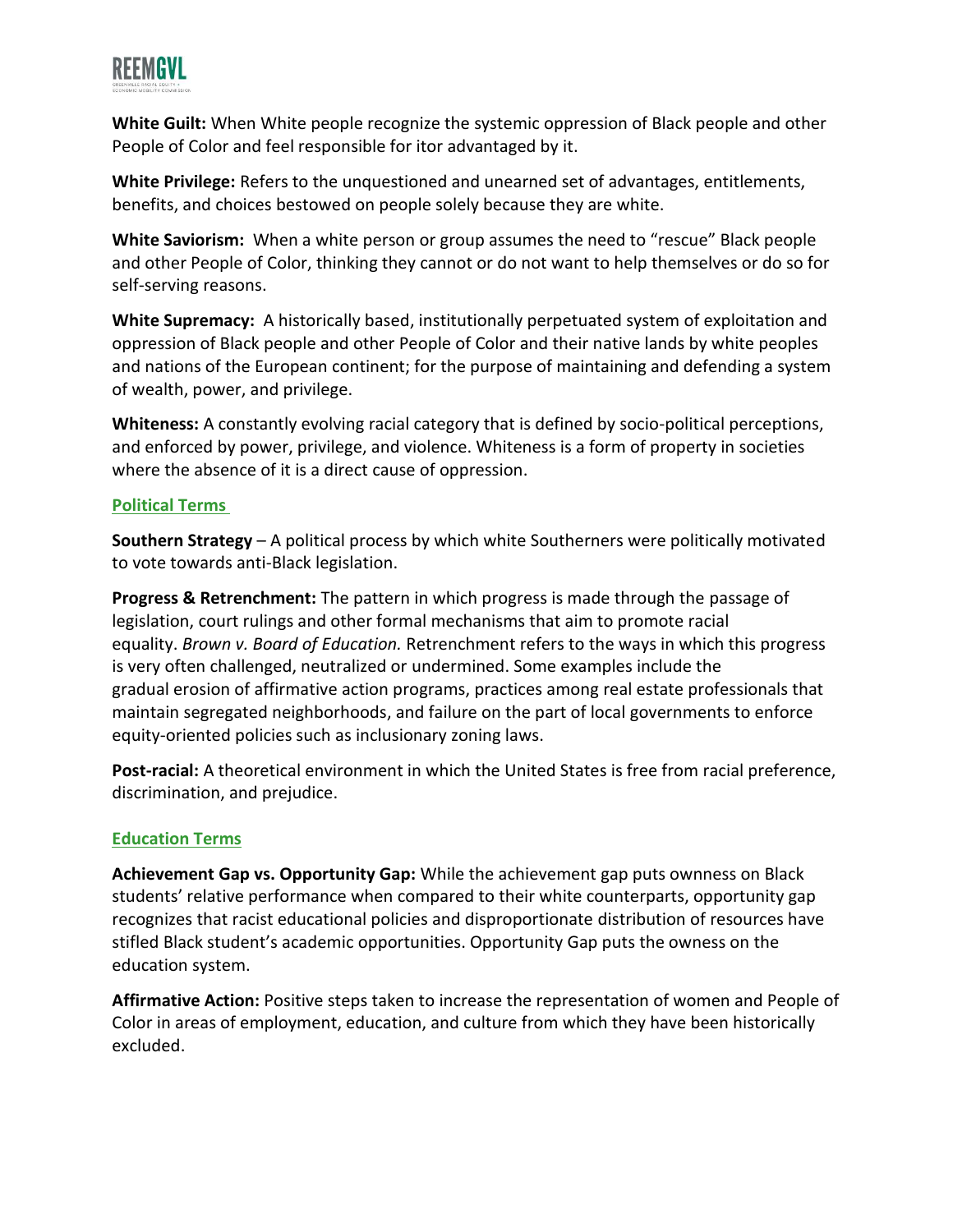**White Guilt:** When White people recognize the systemic oppression of Black people and other People of Color and feel responsible for itor advantaged by it.

**White Privilege:** Refers to the unquestioned and unearned set of advantages, entitlements, benefits, and choices bestowed on people solely because they are white.

**White Saviorism:** When a white person or group assumes the need to "rescue" Black people and other People of Color, thinking they cannot or do not want to help themselves or do so for self-serving reasons.

**White Supremacy:** A historically based, institutionally perpetuated system of exploitation and oppression of Black people and other People of Color and their native lands by white peoples and nations of the European continent; for the purpose of maintaining and defending a system of wealth, power, and privilege.

**Whiteness:** A constantly evolving racial category that is defined by socio-political perceptions, and enforced by power, privilege, and violence. Whiteness is a form of property in societies where the absence of it is a direct cause of oppression.

## Political Terms

**Southern Strategy** – A political process by which white Southerners were politically motivated to vote towards anti-Black legislation.

**Progress & Retrenchment:** The pattern in which progress is made through the passage of legislation, court rulings and other formal mechanisms that aim to promote racial equality. *Brown v. Board of Education.* Retrenchment refers to the ways in which this progress is very often challenged, neutralized or undermined. Some examples include the gradual erosion of affirmative action programs, practices among real estate professionals that maintain segregated neighborhoods, and failure on the part of local governments to enforce equity-oriented policies such as inclusionary zoning laws.

**Post-racial:** A theoretical environment in which the United States is free from racial preference, discrimination, and prejudice.

## Education Terms

**Achievement Gap vs. Opportunity Gap:** While the achievement gap puts ownness on Black students' relative performance when compared to their white counterparts, opportunity gap recognizes that racist educational policies and disproportionate distribution of resources have stifled Black student's academic opportunities. Opportunity Gap puts the owness on the education system.

**Affirmative Action:** Positive steps taken to increase the representation of women and People of Color in areas of employment, education, and culture from which they have been historically excluded.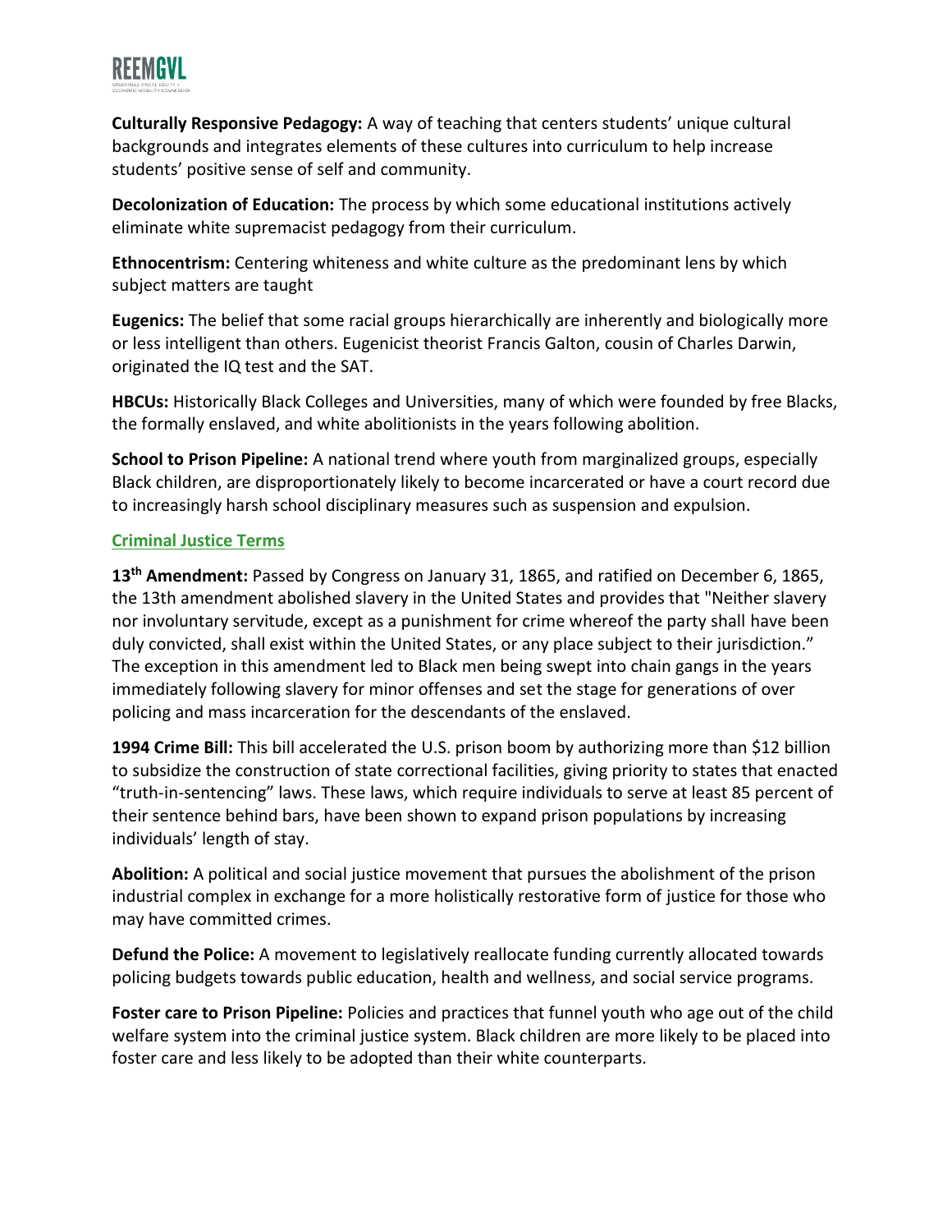**Culturally Responsive Pedagogy:** A way of teaching that centers students' unique cultural backgrounds and integrates elements of these cultures into curriculum to help increase students' positive sense of self and community.

**Decolonization of Education:** The process by which some educational institutions actively eliminate white supremacist pedagogy from their curriculum.

**Ethnocentrism:** Centering whiteness and white culture as the predominant lens by which subject matters are taught

**Eugenics:** The belief that some racial groups hierarchically are inherently and biologically more or less intelligent than others. Eugenicist theorist Francis Galton, cousin of Charles Darwin, originated the IQ test and the SAT.

**HBCUs:** Historically Black Colleges and Universities, many of which were founded by free Blacks, the formally enslaved, and white abolitionists in the years following abolition.

**School to Prison Pipeline:** A national trend where youth from marginalized groups, especially Black children, are disproportionately likely to become incarcerated or have a court record due to increasingly harsh school disciplinary measures such as suspension and expulsion.

## Criminal Justice Terms

**13th Amendment:** Passed by Congress on January 31, 1865, and ratified on December 6, 1865, the 13th amendment abolished slavery in the United States and provides that "Neither slavery nor involuntary servitude, except as a punishment for crime whereof the party shall have been duly convicted, shall exist within the United States, or any place subject to their jurisdiction." The exception in this amendment led to Black men being swept into chain gangs in the years immediately following slavery for minor offenses and set the stage for generations of over policing and mass incarceration for the descendants of the enslaved.

**1994 Crime Bill:** This bill accelerated the U.S. prison boom by authorizing more than $12 billion to subsidize the construction of state correctional facilities, giving priority to states that enacted "truth-in-sentencing" laws. These laws, which require individuals to serve at least 85 percent of their sentence behind bars, have been shown to expand prison populations by increasing individuals' length of stay.

**Abolition:** A political and social justice movement that pursues the abolishment of the prison industrial complex in exchange for a more holistically restorative form of justice for those who may have committed crimes.

**Defund the Police:** A movement to legislatively reallocate funding currently allocated towards policing budgets towards public education, health and wellness, and social service programs.

**Foster care to Prison Pipeline:** Policies and practices that funnel youth who age out of the child welfare system into the criminal justice system. Black children are more likely to be placed into foster care and less likely to be adopted than their white counterparts.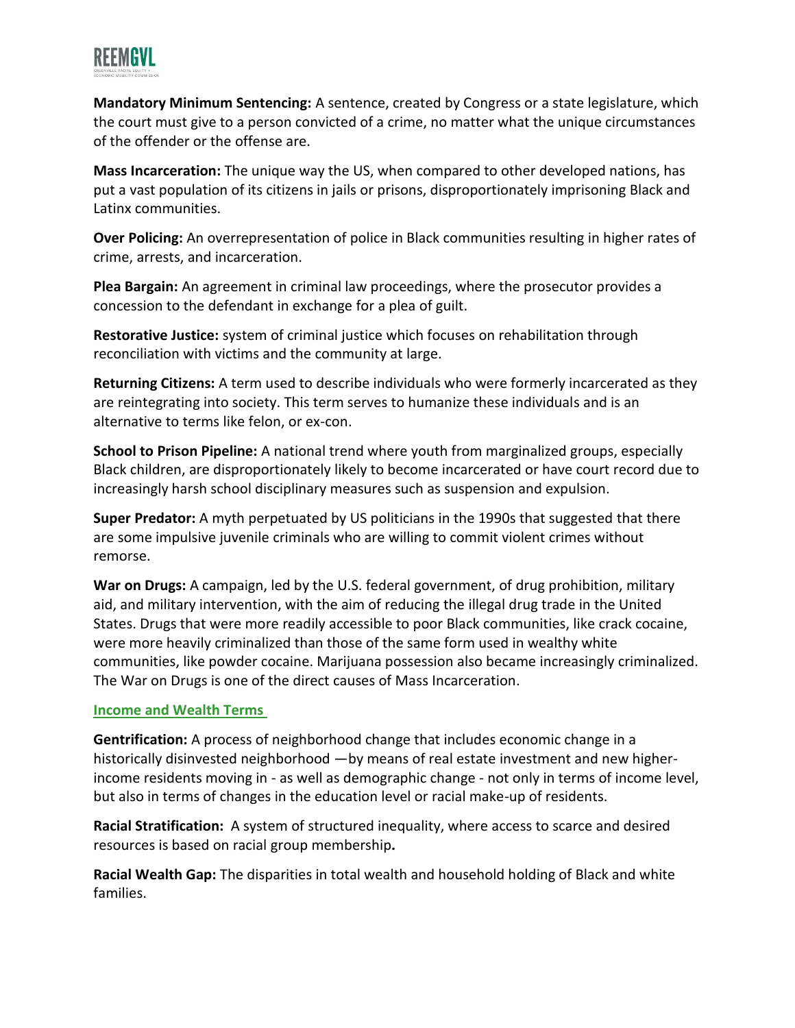**Mandatory Minimum Sentencing:** A sentence, created by Congress or a state legislature, which the court must give to a person convicted of a crime, no matter what the unique circumstances of the offender or the offense are.

**Mass Incarceration:** The unique way the US, when compared to other developed nations, has put a vast population of its citizens in jails or prisons, disproportionately imprisoning Black and Latinx communities.

**Over Policing:** An overrepresentation of police in Black communities resulting in higher rates of crime, arrests, and incarceration.

**Plea Bargain:** An agreement in criminal law proceedings, where the prosecutor provides a concession to the defendant in exchange for a plea of guilt.

**Restorative Justice:** system of criminal justice which focuses on rehabilitation through reconciliation with victims and the community at large.

**Returning Citizens:** A term used to describe individuals who were formerly incarcerated as they are reintegrating into society. This term serves to humanize these individuals and is an alternative to terms like felon, or ex-con.

**School to Prison Pipeline:** A national trend where youth from marginalized groups, especially Black children, are disproportionately likely to become incarcerated or have court record due to increasingly harsh school disciplinary measures such as suspension and expulsion.

**Super Predator:** A myth perpetuated by US politicians in the 1990s that suggested that there are some impulsive juvenile criminals who are willing to commit violent crimes without remorse.

**War on Drugs:** A campaign, led by the U.S. federal government, of drug prohibition, military aid, and military intervention, with the aim of reducing the illegal drug trade in the United States. Drugs that were more readily accessible to poor Black communities, like crack cocaine, were more heavily criminalized than those of the same form used in wealthy white communities, like powder cocaine. Marijuana possession also became increasingly criminalized. The War on Drugs is one of the direct causes of Mass Incarceration.

## Income and Wealth Terms

**Gentrification:** A process of neighborhood change that includes economic change in a historically disinvested neighborhood —by means of real estate investment and new higher-income residents moving in - as well as demographic change - not only in terms of income level, but also in terms of changes in the education level or racial make-up of residents.

**Racial Stratification:** A system of structured inequality, where access to scarce and desired resources is based on racial group membership.

**Racial Wealth Gap:** The disparities in total wealth and household holding of Black and white families.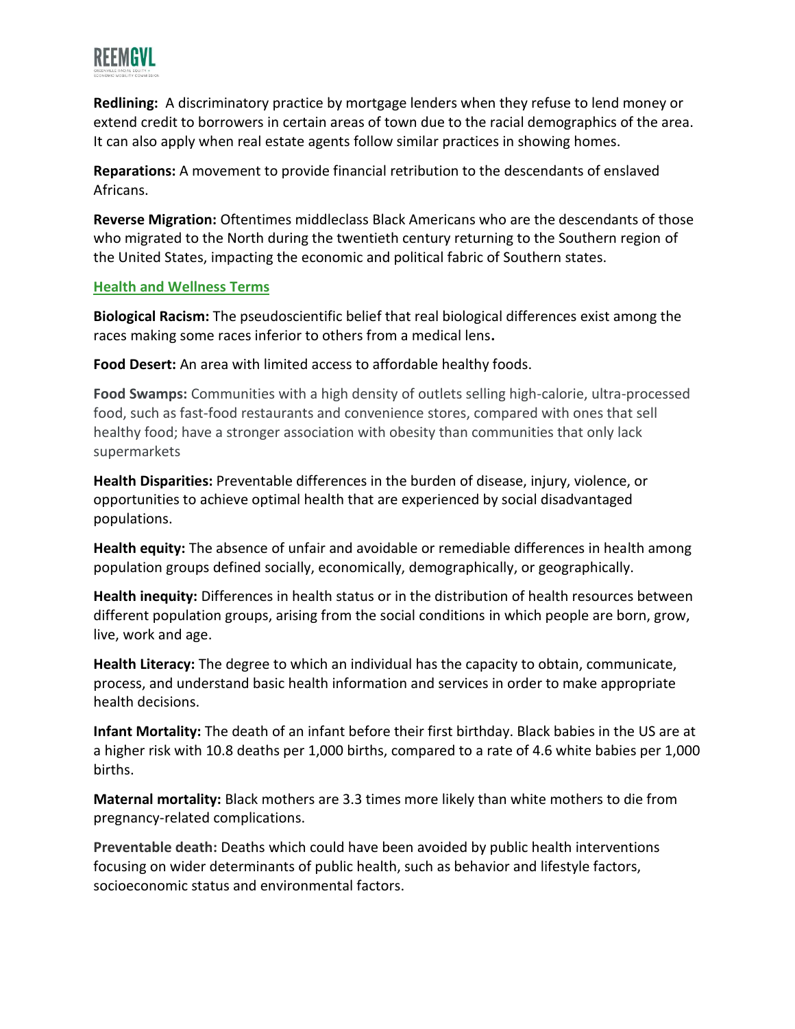**Redlining:** A discriminatory practice by mortgage lenders when they refuse to lend money or extend credit to borrowers in certain areas of town due to the racial demographics of the area. It can also apply when real estate agents follow similar practices in showing homes.

**Reparations:** A movement to provide financial retribution to the descendants of enslaved Africans.

**Reverse Migration:** Oftentimes middleclass Black Americans who are the descendants of those who migrated to the North during the twentieth century returning to the Southern region of the United States, impacting the economic and political fabric of Southern states.

## Health and Wellness Terms

**Biological Racism:** The pseudoscientific belief that real biological differences exist among the races making some races inferior to others from a medical lens**.**

**Food Desert:** An area with limited access to affordable healthy foods.

**Food Swamps:** Communities with a high density of outlets selling high-calorie, ultra-processed food, such as fast-food restaurants and convenience stores, compared with ones that sell healthy food; have a stronger association with obesity than communities that only lack supermarkets

**Health Disparities:** Preventable differences in the burden of disease, injury, violence, or opportunities to achieve optimal health that are experienced by social disadvantaged populations.

**Health equity:** The absence of unfair and avoidable or remediable differences in health among population groups defined socially, economically, demographically, or geographically.

**Health inequity:** Differences in health status or in the distribution of health resources between different population groups, arising from the social conditions in which people are born, grow, live, work and age.

**Health Literacy:** The degree to which an individual has the capacity to obtain, communicate, process, and understand basic health information and services in order to make appropriate health decisions.

**Infant Mortality:** The death of an infant before their first birthday. Black babies in the US are at a higher risk with 10.8 deaths per 1,000 births, compared to a rate of 4.6 white babies per 1,000 births.

**Maternal mortality:** Black mothers are 3.3 times more likely than white mothers to die from pregnancy-related complications.

**Preventable death:** Deaths which could have been avoided by public health interventions focusing on wider determinants of public health, such as behavior and lifestyle factors, socioeconomic status and environmental factors.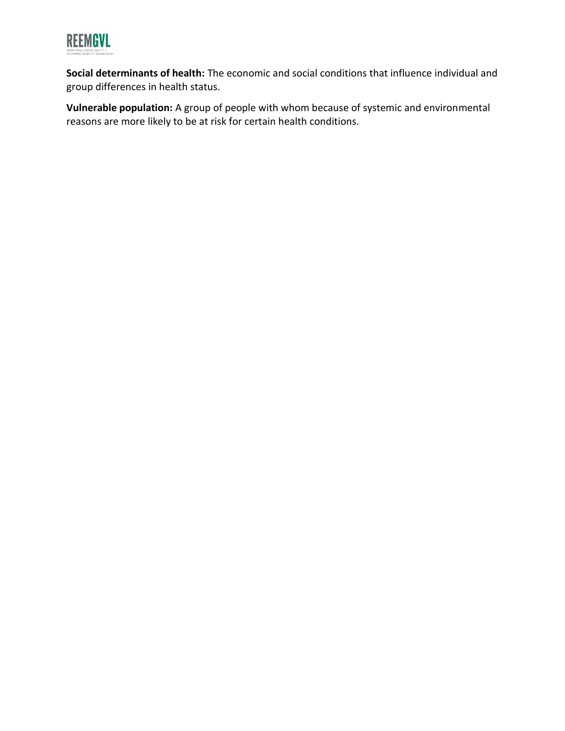**Social determinants of health:** The economic and social conditions that influence individual and group differences in health status.

**Vulnerable population:** A group of people with whom because of systemic and environmental reasons are more likely to be at risk for certain health conditions.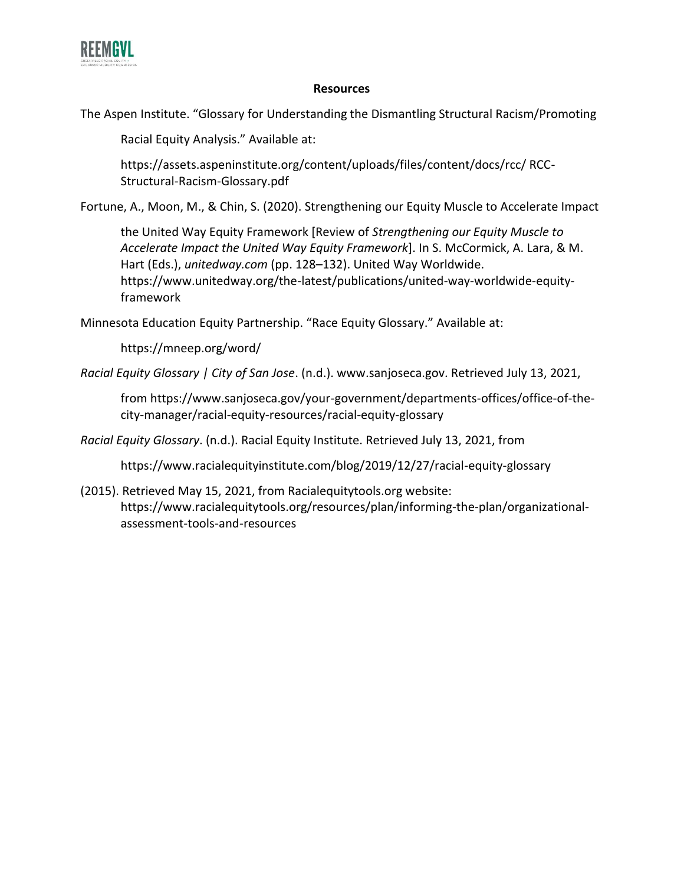**Resources**

The Aspen Institute. "Glossary for Understanding the Dismantling Structural Racism/Promoting Racial Equity Analysis." Available at: https://assets.aspeninstitute.org/content/uploads/files/content/docs/rcc/ RCC-Structural-Racism-Glossary.pdf

Fortune, A., Moon, M., & Chin, S. (2020). Strengthening our Equity Muscle to Accelerate Impact the United Way Equity Framework [Review of *Strengthening our Equity Muscle to Accelerate Impact the United Way Equity Framework*]. In S. McCormick, A. Lara, & M. Hart (Eds.), *unitedway.com* (pp. 128–132). United Way Worldwide. https://www.unitedway.org/the-latest/publications/united-way-worldwide-equity-framework

Minnesota Education Equity Partnership. "Race Equity Glossary." Available at: https://mneep.org/word/

*Racial Equity Glossary | City of San Jose*. (n.d.). www.sanjoseca.gov. Retrieved July 13, 2021, from https://www.sanjoseca.gov/your-government/departments-offices/office-of-the-city-manager/racial-equity-resources/racial-equity-glossary

*Racial Equity Glossary*. (n.d.). Racial Equity Institute. Retrieved July 13, 2021, from https://www.racialequityinstitute.com/blog/2019/12/27/racial-equity-glossary

(2015). Retrieved May 15, 2021, from Racialequitytools.org website: https://www.racialequitytools.org/resources/plan/informing-the-plan/organizational-assessment-tools-and-resources